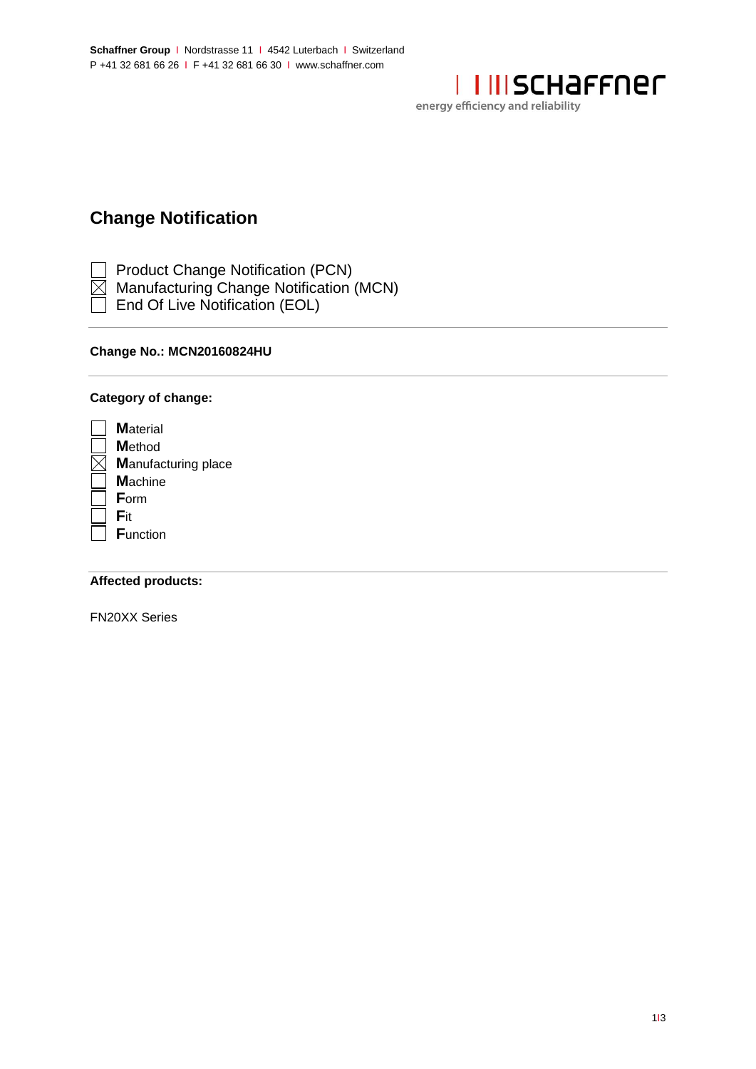**Schaffner Group** | Nordstrasse 11 | 4542 Luterbach | Switzerland
P +41 32 681 66 26 | F +41 32 681 66 30 | www.schaffner.com

schaffner
energy efficiency and reliability

## Change Notification

- [ ] Product Change Notification (PCN)
- [x] Manufacturing Change Notification (MCN)
- [ ] End Of Live Notification (EOL)

---

**Change No.: MCN20160824HU**

---

**Category of change:**

- [ ] **M**aterial
- [ ] **M**ethod
- [x] **M**anufacturing place
- [ ] **M**achine
- [ ] **F**orm
- [ ] **F**it
- [ ] **F**unction

---

**Affected products:**

FN20XX Series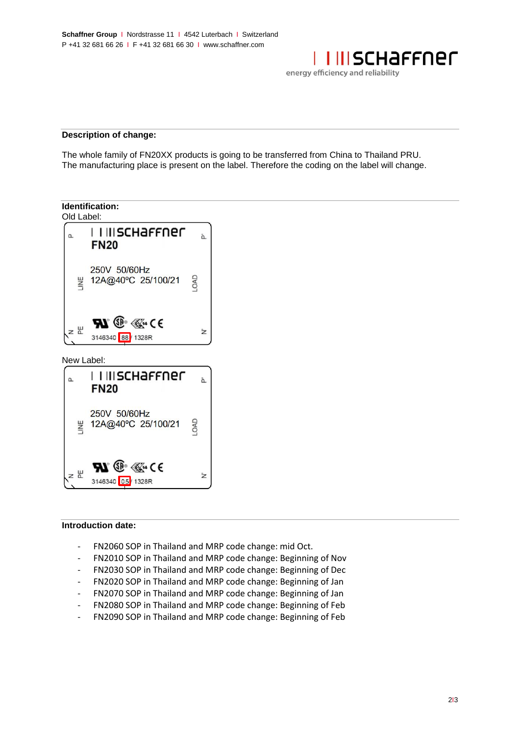Schaffner Group I Nordstrasse 11 I 4542 Luterbach I Switzerland
P +41 32 681 66 26 I F +41 32 681 66 30 I www.schaffner.com

schaffner
energy efficiency and reliability

**Description of change:**

The whole family of FN20XX products is going to be transferred from China to Thailand PRU.
The manufacturing place is present on the label. Therefore the coding on the label will change.

**Identification:**

Old Label:

schaffner
FN20
250V 50/60Hz
12A@40°C 25/100/21
LINE LOAD
P P' N N' PE
3146340 88 / 1328R

New Label:

schaffner
FN20
250V 50/60Hz
12A@40°C 25/100/21
LINE LOAD
P P' N N' PE
3146340 05 / 1328R

**Introduction date:**

- FN2060 SOP in Thailand and MRP code change: mid Oct.
- FN2010 SOP in Thailand and MRP code change: Beginning of Nov
- FN2030 SOP in Thailand and MRP code change: Beginning of Dec
- FN2020 SOP in Thailand and MRP code change: Beginning of Jan
- FN2070 SOP in Thailand and MRP code change: Beginning of Jan
- FN2080 SOP in Thailand and MRP code change: Beginning of Feb
- FN2090 SOP in Thailand and MRP code change: Beginning of Feb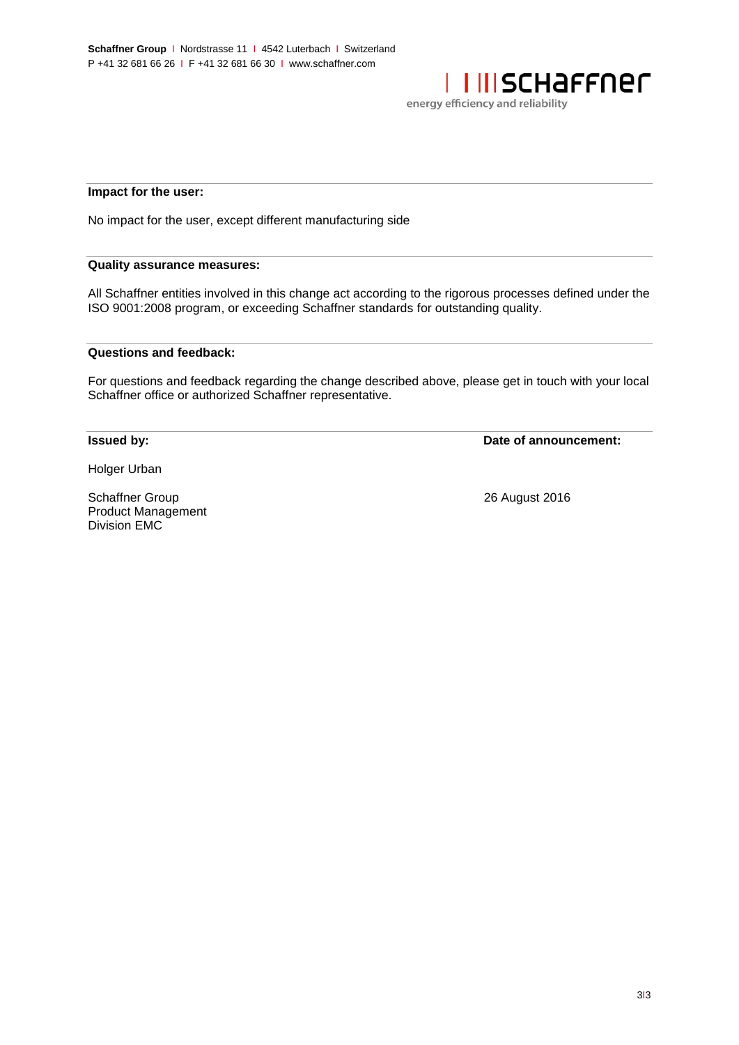### Impact for the user:

No impact for the user, except different manufacturing side

### Quality assurance measures:

All Schaffner entities involved in this change act according to the rigorous processes defined under the ISO 9001:2008 program, or exceeding Schaffner standards for outstanding quality.

### Questions and feedback:

For questions and feedback regarding the change described above, please get in touch with your local Schaffner office or authorized Schaffner representative.

**Issued by:**

Holger Urban

Schaffner Group
Product Management
Division EMC

**Date of announcement:**

26 August 2016